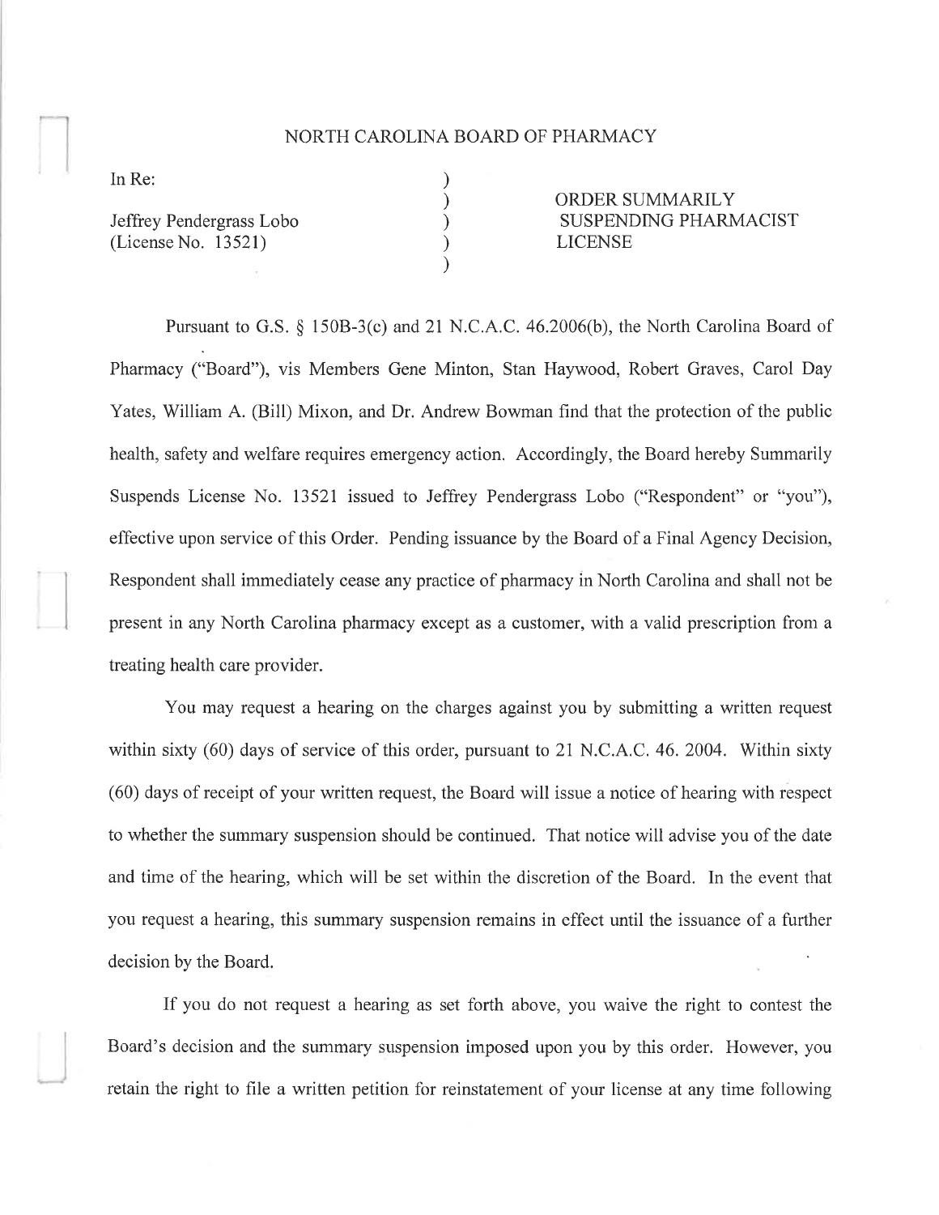# NORTH CAROLINA BOARD OF PHARMACY

| | | |
|---|---|---|
| In Re: | ) | |
| | ) | ORDER SUMMARILY |
| Jeffrey Pendergrass Lobo | ) | SUSPENDING PHARMACIST |
| (License No. 13521) | ) | LICENSE |
| | ) | |

Pursuant to G.S. § 150B-3(c) and 21 N.C.A.C. 46.2006(b), the North Carolina Board of Pharmacy ("Board"), vis Members Gene Minton, Stan Haywood, Robert Graves, Carol Day Yates, William A. (Bill) Mixon, and Dr. Andrew Bowman find that the protection of the public health, safety and welfare requires emergency action. Accordingly, the Board hereby Summarily Suspends License No. 13521 issued to Jeffrey Pendergrass Lobo ("Respondent" or "you"), effective upon service of this Order. Pending issuance by the Board of a Final Agency Decision, Respondent shall immediately cease any practice of pharmacy in North Carolina and shall not be present in any North Carolina pharmacy except as a customer, with a valid prescription from a treating health care provider.

You may request a hearing on the charges against you by submitting a written request within sixty (60) days of service of this order, pursuant to 21 N.C.A.C. 46. 2004. Within sixty (60) days of receipt of your written request, the Board will issue a notice of hearing with respect to whether the summary suspension should be continued. That notice will advise you of the date and time of the hearing, which will be set within the discretion of the Board. In the event that you request a hearing, this summary suspension remains in effect until the issuance of a further decision by the Board.

If you do not request a hearing as set forth above, you waive the right to contest the Board's decision and the summary suspension imposed upon you by this order. However, you retain the right to file a written petition for reinstatement of your license at any time following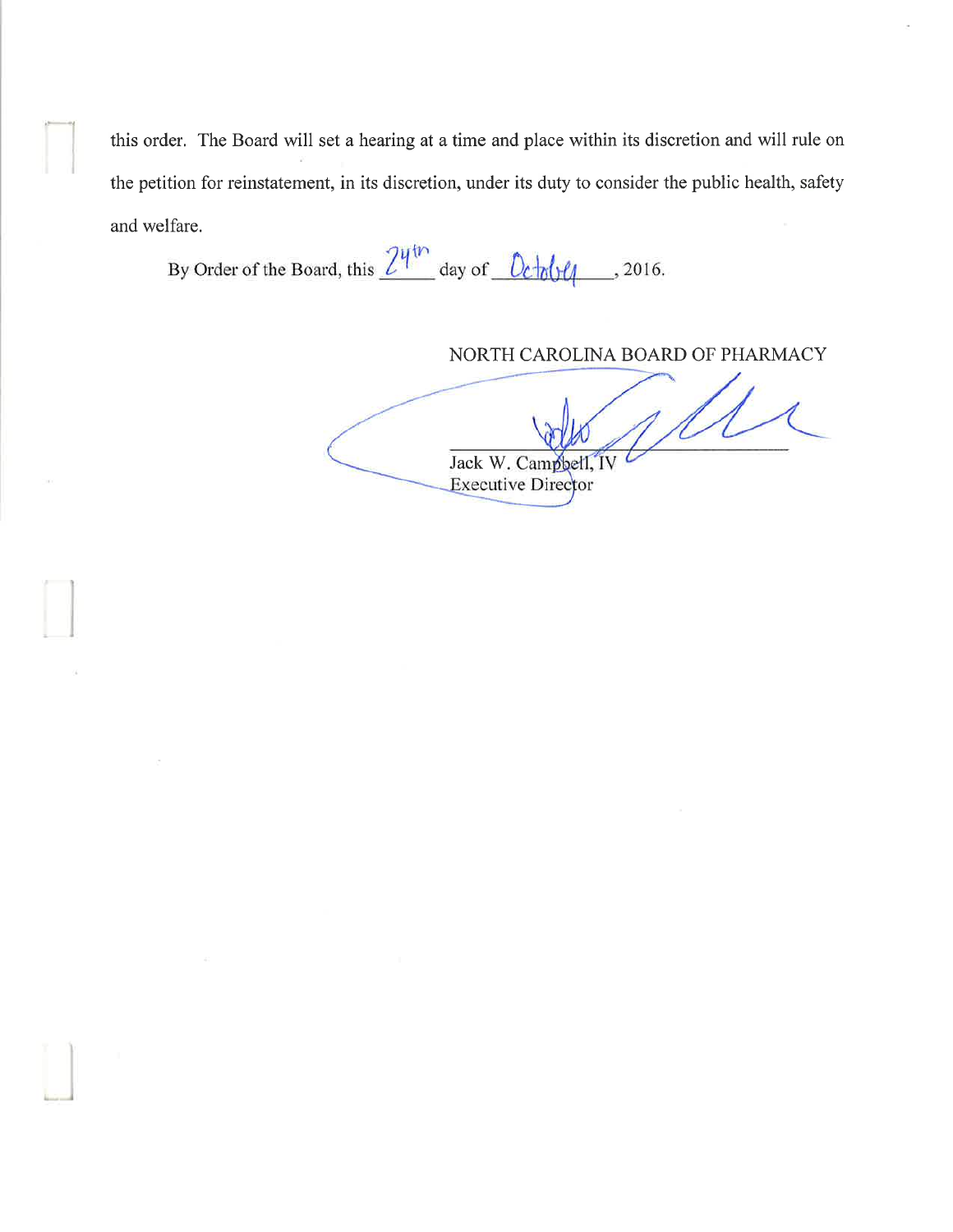this order. The Board will set a hearing at a time and place within its discretion and will rule on the petition for reinstatement, in its discretion, under its duty to consider the public health, safety and welfare.

By Order of the Board, this 24th day of October, 2016.

NORTH CAROLINA BOARD OF PHARMACY

Jack W. Campbell, IV
Executive Director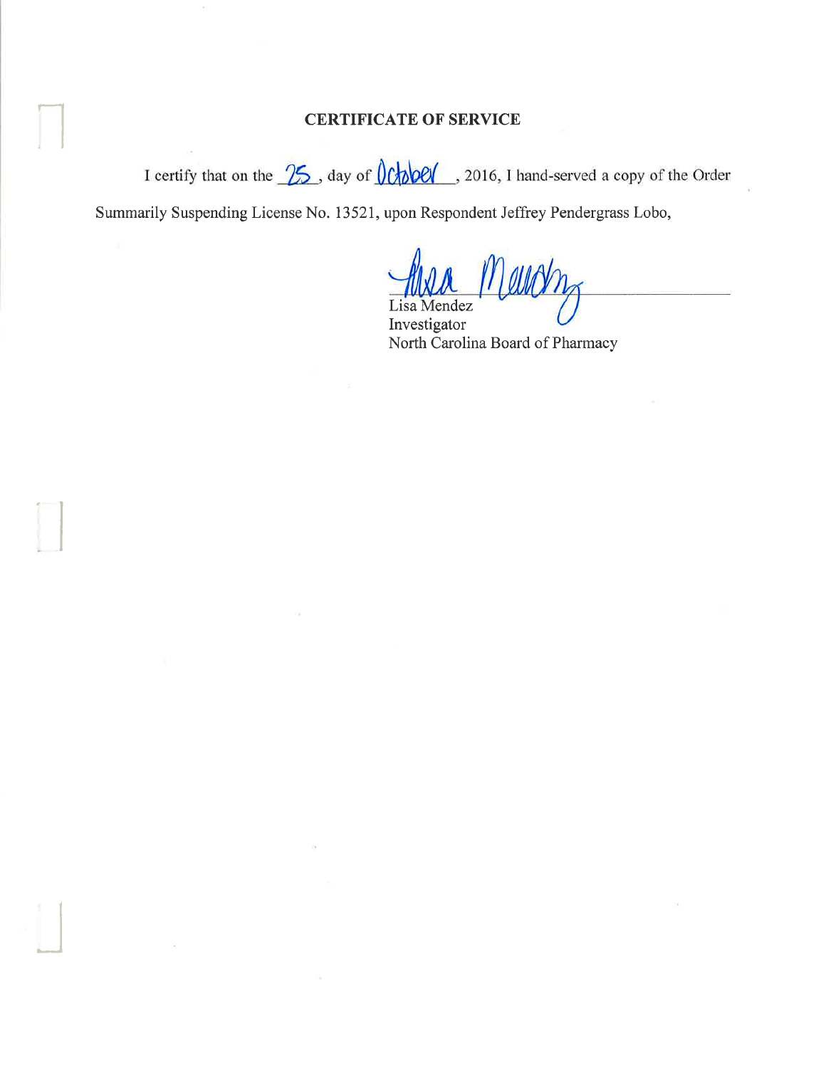# CERTIFICATE OF SERVICE

I certify that on the 25, day of October, 2016, I hand-served a copy of the Order Summarily Suspending License No. 13521, upon Respondent Jeffrey Pendergrass Lobo,

Lisa Mendez
Investigator
North Carolina Board of Pharmacy